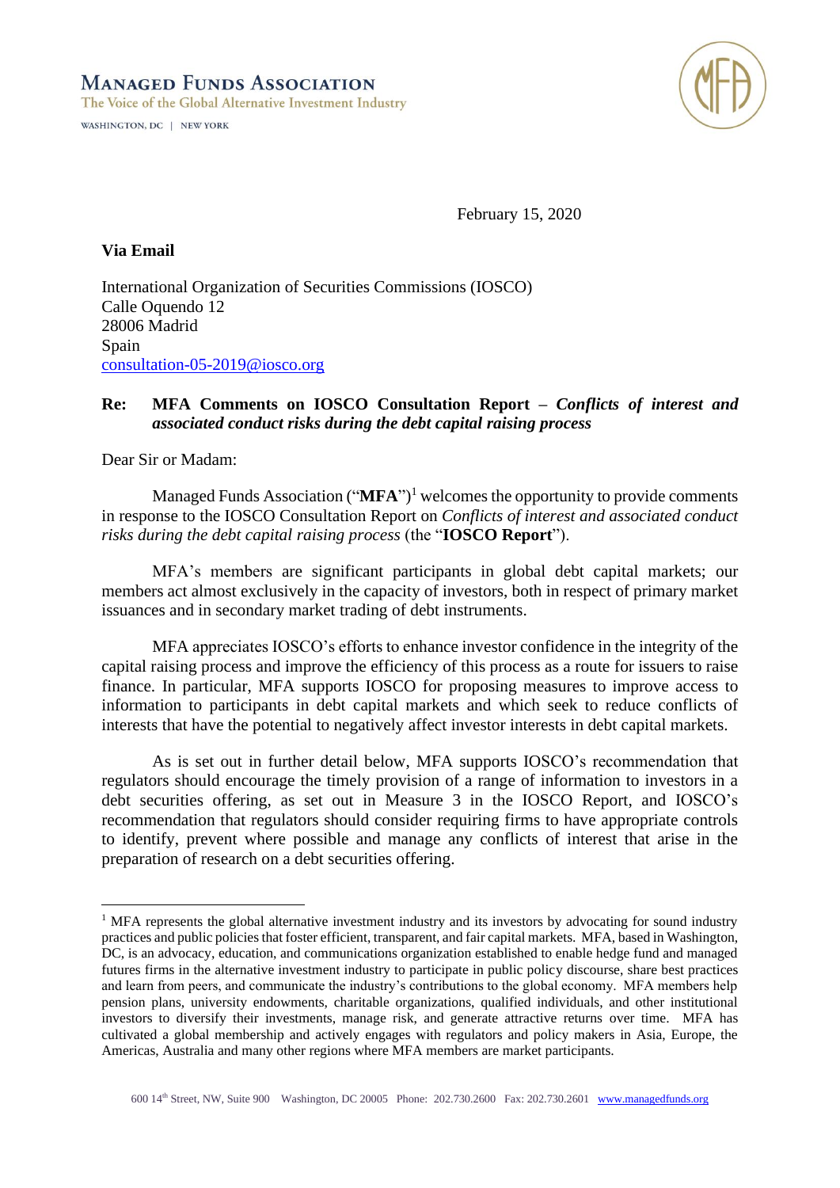**Managed Funds Association**
The Voice of the Global Alternative Investment Industry
WASHINGTON, DC | NEW YORK

February 15, 2020

**Via Email**

International Organization of Securities Commissions (IOSCO)
Calle Oquendo 12
28006 Madrid
Spain
consultation-05-2019@iosco.org

**Re: MFA Comments on IOSCO Consultation Report – *Conflicts of interest and associated conduct risks during the debt capital raising process***

Dear Sir or Madam:

Managed Funds Association ("**MFA**")[1] welcomes the opportunity to provide comments in response to the IOSCO Consultation Report on *Conflicts of interest and associated conduct risks during the debt capital raising process* (the "**IOSCO Report**").

MFA's members are significant participants in global debt capital markets; our members act almost exclusively in the capacity of investors, both in respect of primary market issuances and in secondary market trading of debt instruments.

MFA appreciates IOSCO's efforts to enhance investor confidence in the integrity of the capital raising process and improve the efficiency of this process as a route for issuers to raise finance. In particular, MFA supports IOSCO for proposing measures to improve access to information to participants in debt capital markets and which seek to reduce conflicts of interests that have the potential to negatively affect investor interests in debt capital markets.

As is set out in further detail below, MFA supports IOSCO's recommendation that regulators should encourage the timely provision of a range of information to investors in a debt securities offering, as set out in Measure 3 in the IOSCO Report, and IOSCO's recommendation that regulators should consider requiring firms to have appropriate controls to identify, prevent where possible and manage any conflicts of interest that arise in the preparation of research on a debt securities offering.

[1] MFA represents the global alternative investment industry and its investors by advocating for sound industry practices and public policies that foster efficient, transparent, and fair capital markets. MFA, based in Washington, DC, is an advocacy, education, and communications organization established to enable hedge fund and managed futures firms in the alternative investment industry to participate in public policy discourse, share best practices and learn from peers, and communicate the industry's contributions to the global economy. MFA members help pension plans, university endowments, charitable organizations, qualified individuals, and other institutional investors to diversify their investments, manage risk, and generate attractive returns over time. MFA has cultivated a global membership and actively engages with regulators and policy makers in Asia, Europe, the Americas, Australia and many other regions where MFA members are market participants.

600 14th Street, NW, Suite 900 Washington, DC 20005 Phone: 202.730.2600 Fax: 202.730.2601 www.managedfunds.org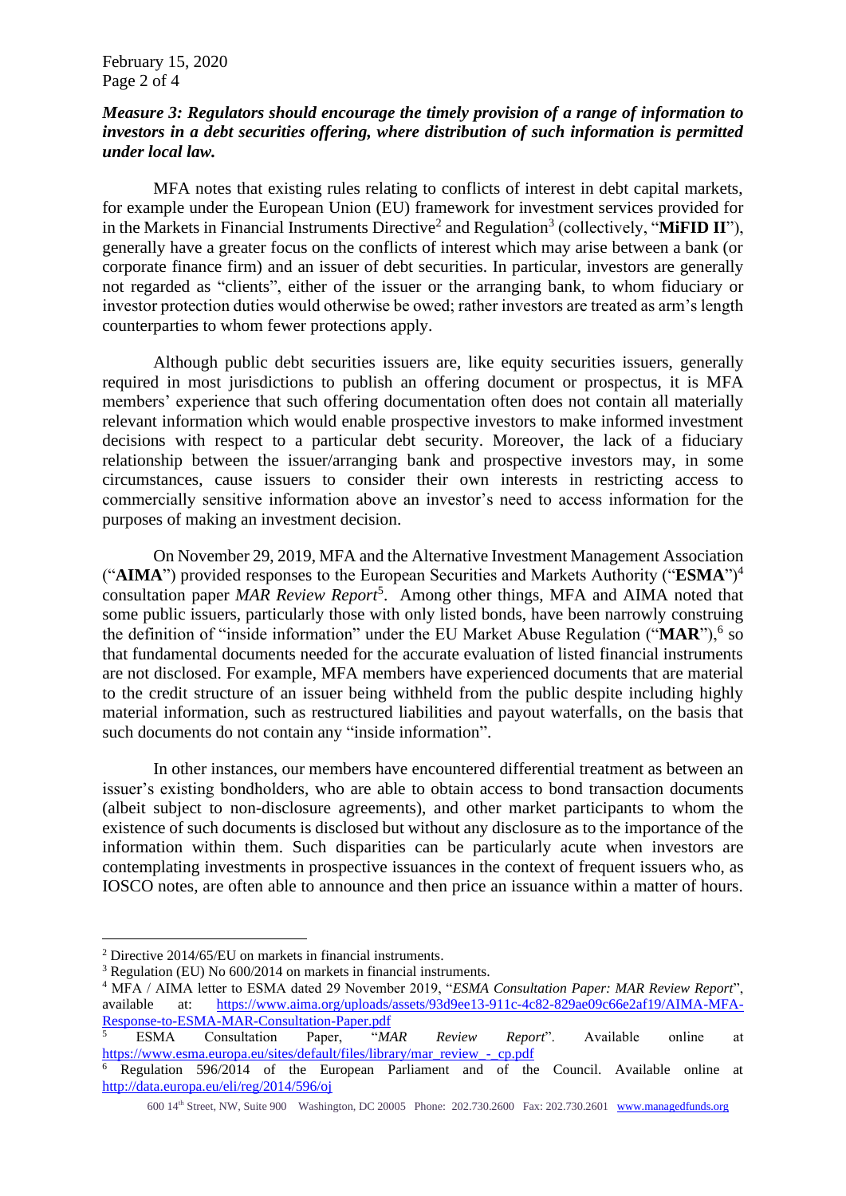***Measure 3: Regulators should encourage the timely provision of a range of information to investors in a debt securities offering, where distribution of such information is permitted under local law.***

MFA notes that existing rules relating to conflicts of interest in debt capital markets, for example under the European Union (EU) framework for investment services provided for in the Markets in Financial Instruments Directive[2] and Regulation[3] (collectively, "**MiFID II**"), generally have a greater focus on the conflicts of interest which may arise between a bank (or corporate finance firm) and an issuer of debt securities. In particular, investors are generally not regarded as "clients", either of the issuer or the arranging bank, to whom fiduciary or investor protection duties would otherwise be owed; rather investors are treated as arm's length counterparties to whom fewer protections apply.

Although public debt securities issuers are, like equity securities issuers, generally required in most jurisdictions to publish an offering document or prospectus, it is MFA members' experience that such offering documentation often does not contain all materially relevant information which would enable prospective investors to make informed investment decisions with respect to a particular debt security. Moreover, the lack of a fiduciary relationship between the issuer/arranging bank and prospective investors may, in some circumstances, cause issuers to consider their own interests in restricting access to commercially sensitive information above an investor's need to access information for the purposes of making an investment decision.

On November 29, 2019, MFA and the Alternative Investment Management Association ("**AIMA**") provided responses to the European Securities and Markets Authority ("**ESMA**")[4] consultation paper *MAR Review Report*[5]. Among other things, MFA and AIMA noted that some public issuers, particularly those with only listed bonds, have been narrowly construing the definition of "inside information" under the EU Market Abuse Regulation ("**MAR**"),[6] so that fundamental documents needed for the accurate evaluation of listed financial instruments are not disclosed. For example, MFA members have experienced documents that are material to the credit structure of an issuer being withheld from the public despite including highly material information, such as restructured liabilities and payout waterfalls, on the basis that such documents do not contain any "inside information".

In other instances, our members have encountered differential treatment as between an issuer's existing bondholders, who are able to obtain access to bond transaction documents (albeit subject to non-disclosure agreements), and other market participants to whom the existence of such documents is disclosed but without any disclosure as to the importance of the information within them. Such disparities can be particularly acute when investors are contemplating investments in prospective issuances in the context of frequent issuers who, as IOSCO notes, are often able to announce and then price an issuance within a matter of hours.

---

[2] Directive 2014/65/EU on markets in financial instruments.

[3] Regulation (EU) No 600/2014 on markets in financial instruments.

[4] MFA / AIMA letter to ESMA dated 29 November 2019, "*ESMA Consultation Paper: MAR Review Report*", available at: https://www.aima.org/uploads/assets/93d9ee13-911c-4c82-829ae09c66e2af19/AIMA-MFA-Response-to-ESMA-MAR-Consultation-Paper.pdf

[5] ESMA Consultation Paper, "*MAR Review Report*". Available online at https://www.esma.europa.eu/sites/default/files/library/mar_review_-_cp.pdf

[6] Regulation 596/2014 of the European Parliament and of the Council. Available online at http://data.europa.eu/eli/reg/2014/596/oj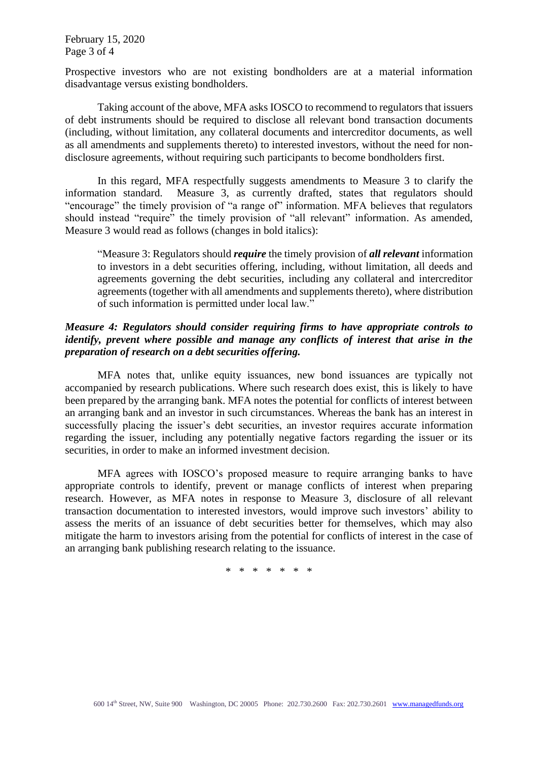Prospective investors who are not existing bondholders are at a material information disadvantage versus existing bondholders.

Taking account of the above, MFA asks IOSCO to recommend to regulators that issuers of debt instruments should be required to disclose all relevant bond transaction documents (including, without limitation, any collateral documents and intercreditor documents, as well as all amendments and supplements thereto) to interested investors, without the need for non-disclosure agreements, without requiring such participants to become bondholders first.

In this regard, MFA respectfully suggests amendments to Measure 3 to clarify the information standard. Measure 3, as currently drafted, states that regulators should "encourage" the timely provision of "a range of" information. MFA believes that regulators should instead "require" the timely provision of "all relevant" information. As amended, Measure 3 would read as follows (changes in bold italics):

> "Measure 3: Regulators should ***require*** the timely provision of ***all relevant*** information to investors in a debt securities offering, including, without limitation, all deeds and agreements governing the debt securities, including any collateral and intercreditor agreements (together with all amendments and supplements thereto), where distribution of such information is permitted under local law."

***Measure 4: Regulators should consider requiring firms to have appropriate controls to identify, prevent where possible and manage any conflicts of interest that arise in the preparation of research on a debt securities offering.***

MFA notes that, unlike equity issuances, new bond issuances are typically not accompanied by research publications. Where such research does exist, this is likely to have been prepared by the arranging bank. MFA notes the potential for conflicts of interest between an arranging bank and an investor in such circumstances. Whereas the bank has an interest in successfully placing the issuer's debt securities, an investor requires accurate information regarding the issuer, including any potentially negative factors regarding the issuer or its securities, in order to make an informed investment decision.

MFA agrees with IOSCO's proposed measure to require arranging banks to have appropriate controls to identify, prevent or manage conflicts of interest when preparing research. However, as MFA notes in response to Measure 3, disclosure of all relevant transaction documentation to interested investors, would improve such investors' ability to assess the merits of an issuance of debt securities better for themselves, which may also mitigate the harm to investors arising from the potential for conflicts of interest in the case of an arranging bank publishing research relating to the issuance.

\* \* \* \* \* \* \*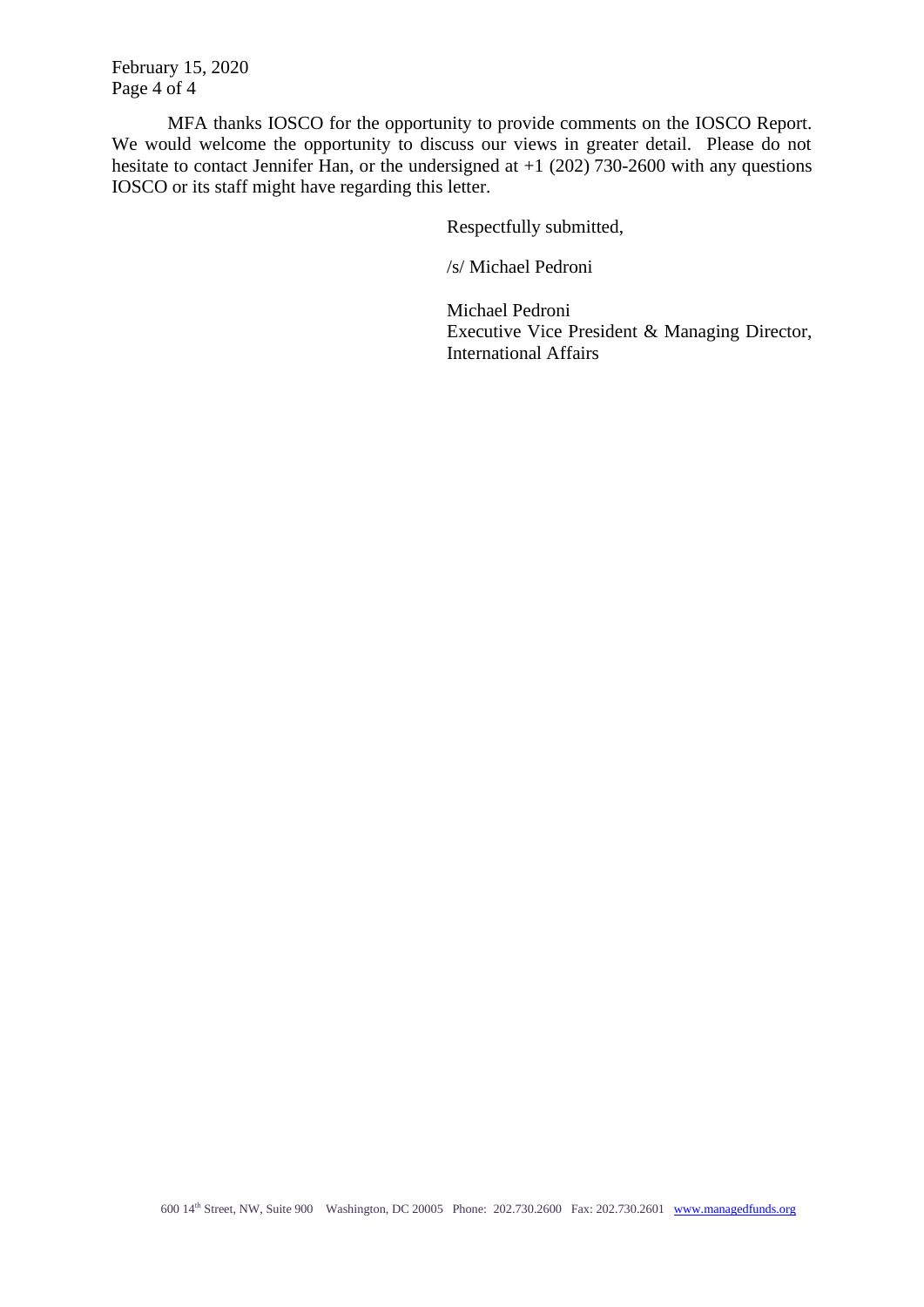MFA thanks IOSCO for the opportunity to provide comments on the IOSCO Report. We would welcome the opportunity to discuss our views in greater detail. Please do not hesitate to contact Jennifer Han, or the undersigned at +1 (202) 730-2600 with any questions IOSCO or its staff might have regarding this letter.

Respectfully submitted,

/s/ Michael Pedroni

Michael Pedroni
Executive Vice President & Managing Director, International Affairs